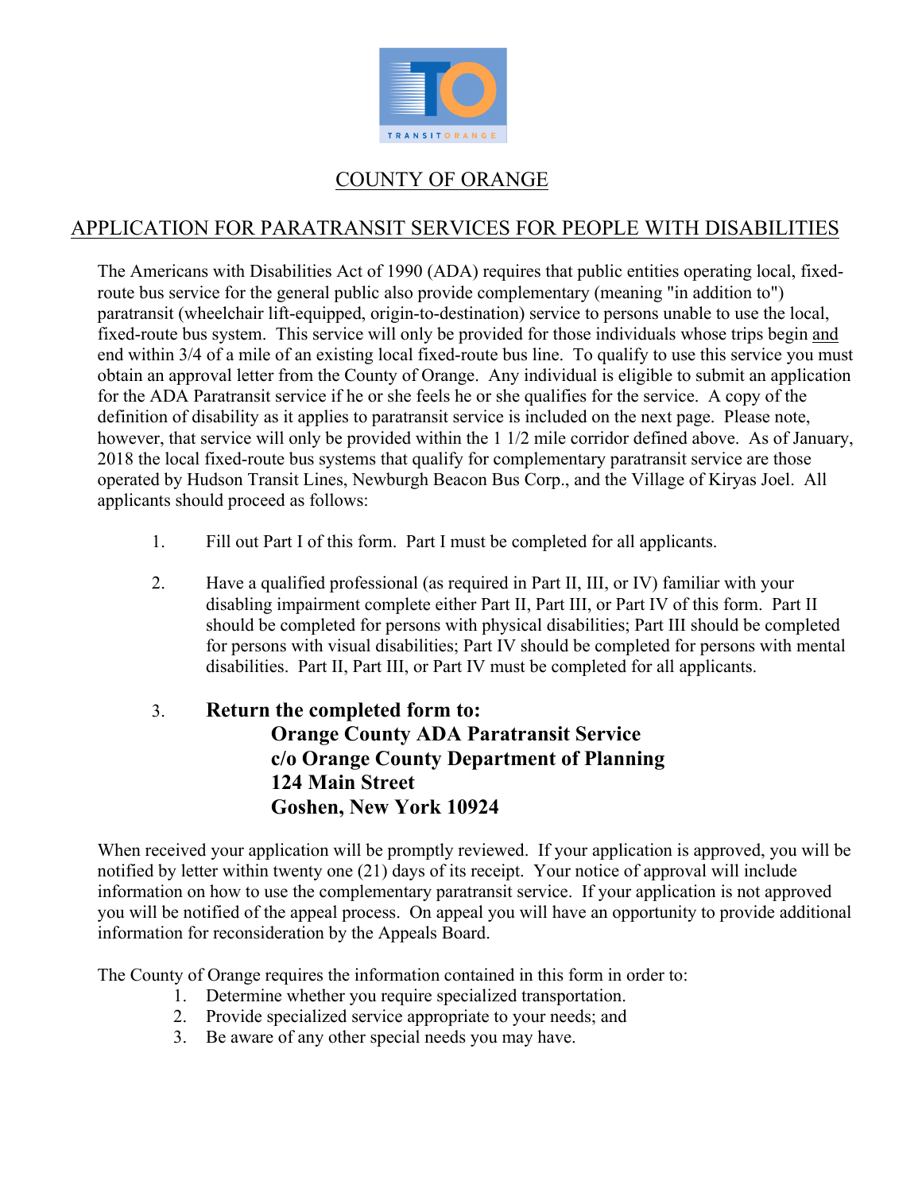# COUNTY OF ORANGE

## APPLICATION FOR PARATRANSIT SERVICES FOR PEOPLE WITH DISABILITIES

The Americans with Disabilities Act of 1990 (ADA) requires that public entities operating local, fixed-route bus service for the general public also provide complementary (meaning "in addition to") paratransit (wheelchair lift-equipped, origin-to-destination) service to persons unable to use the local, fixed-route bus system. This service will only be provided for those individuals whose trips begin and end within 3/4 of a mile of an existing local fixed-route bus line. To qualify to use this service you must obtain an approval letter from the County of Orange. Any individual is eligible to submit an application for the ADA Paratransit service if he or she feels he or she qualifies for the service. A copy of the definition of disability as it applies to paratransit service is included on the next page. Please note, however, that service will only be provided within the 1 1/2 mile corridor defined above. As of January, 2018 the local fixed-route bus systems that qualify for complementary paratransit service are those operated by Hudson Transit Lines, Newburgh Beacon Bus Corp., and the Village of Kiryas Joel. All applicants should proceed as follows:

1. Fill out Part I of this form. Part I must be completed for all applicants.

2. Have a qualified professional (as required in Part II, III, or IV) familiar with your disabling impairment complete either Part II, Part III, or Part IV of this form. Part II should be completed for persons with physical disabilities; Part III should be completed for persons with visual disabilities; Part IV should be completed for persons with mental disabilities. Part II, Part III, or Part IV must be completed for all applicants.

3. **Return the completed form to:**
   **Orange County ADA Paratransit Service**
   **c/o Orange County Department of Planning**
   **124 Main Street**
   **Goshen, New York 10924**

When received your application will be promptly reviewed. If your application is approved, you will be notified by letter within twenty one (21) days of its receipt. Your notice of approval will include information on how to use the complementary paratransit service. If your application is not approved you will be notified of the appeal process. On appeal you will have an opportunity to provide additional information for reconsideration by the Appeals Board.

The County of Orange requires the information contained in this form in order to:

1. Determine whether you require specialized transportation.
2. Provide specialized service appropriate to your needs; and
3. Be aware of any other special needs you may have.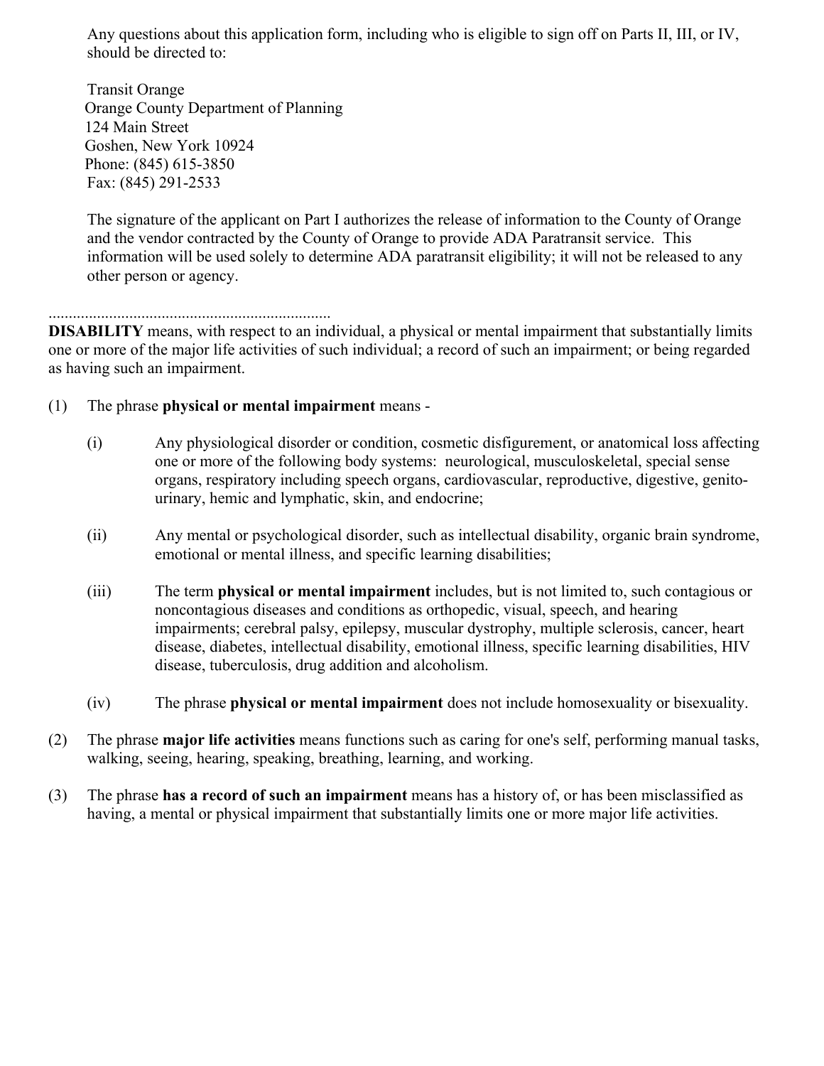Any questions about this application form, including who is eligible to sign off on Parts II, III, or IV, should be directed to:

Transit Orange
Orange County Department of Planning
124 Main Street
Goshen, New York 10924
Phone: (845) 615-3850
Fax: (845) 291-2533

The signature of the applicant on Part I authorizes the release of information to the County of Orange and the vendor contracted by the County of Orange to provide ADA Paratransit service. This information will be used solely to determine ADA paratransit eligibility; it will not be released to any other person or agency.

......................................................................

**DISABILITY** means, with respect to an individual, a physical or mental impairment that substantially limits one or more of the major life activities of such individual; a record of such an impairment; or being regarded as having such an impairment.

(1) The phrase **physical or mental impairment** means -

(i) Any physiological disorder or condition, cosmetic disfigurement, or anatomical loss affecting one or more of the following body systems: neurological, musculoskeletal, special sense organs, respiratory including speech organs, cardiovascular, reproductive, digestive, genito-urinary, hemic and lymphatic, skin, and endocrine;

(ii) Any mental or psychological disorder, such as intellectual disability, organic brain syndrome, emotional or mental illness, and specific learning disabilities;

(iii) The term **physical or mental impairment** includes, but is not limited to, such contagious or noncontagious diseases and conditions as orthopedic, visual, speech, and hearing impairments; cerebral palsy, epilepsy, muscular dystrophy, multiple sclerosis, cancer, heart disease, diabetes, intellectual disability, emotional illness, specific learning disabilities, HIV disease, tuberculosis, drug addition and alcoholism.

(iv) The phrase **physical or mental impairment** does not include homosexuality or bisexuality.

(2) The phrase **major life activities** means functions such as caring for one's self, performing manual tasks, walking, seeing, hearing, speaking, breathing, learning, and working.

(3) The phrase **has a record of such an impairment** means has a history of, or has been misclassified as having, a mental or physical impairment that substantially limits one or more major life activities.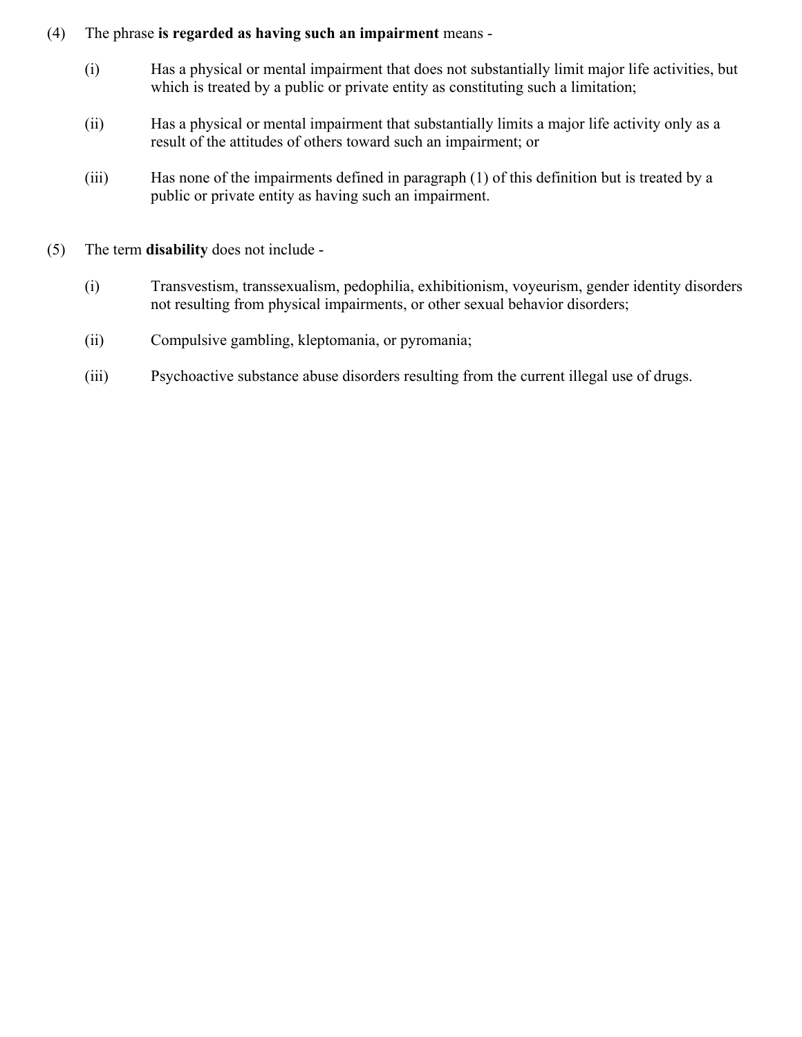(4) The phrase **is regarded as having such an impairment** means -

(i) Has a physical or mental impairment that does not substantially limit major life activities, but which is treated by a public or private entity as constituting such a limitation;

(ii) Has a physical or mental impairment that substantially limits a major life activity only as a result of the attitudes of others toward such an impairment; or

(iii) Has none of the impairments defined in paragraph (1) of this definition but is treated by a public or private entity as having such an impairment.

(5) The term **disability** does not include -

(i) Transvestism, transsexualism, pedophilia, exhibitionism, voyeurism, gender identity disorders not resulting from physical impairments, or other sexual behavior disorders;

(ii) Compulsive gambling, kleptomania, or pyromania;

(iii) Psychoactive substance abuse disorders resulting from the current illegal use of drugs.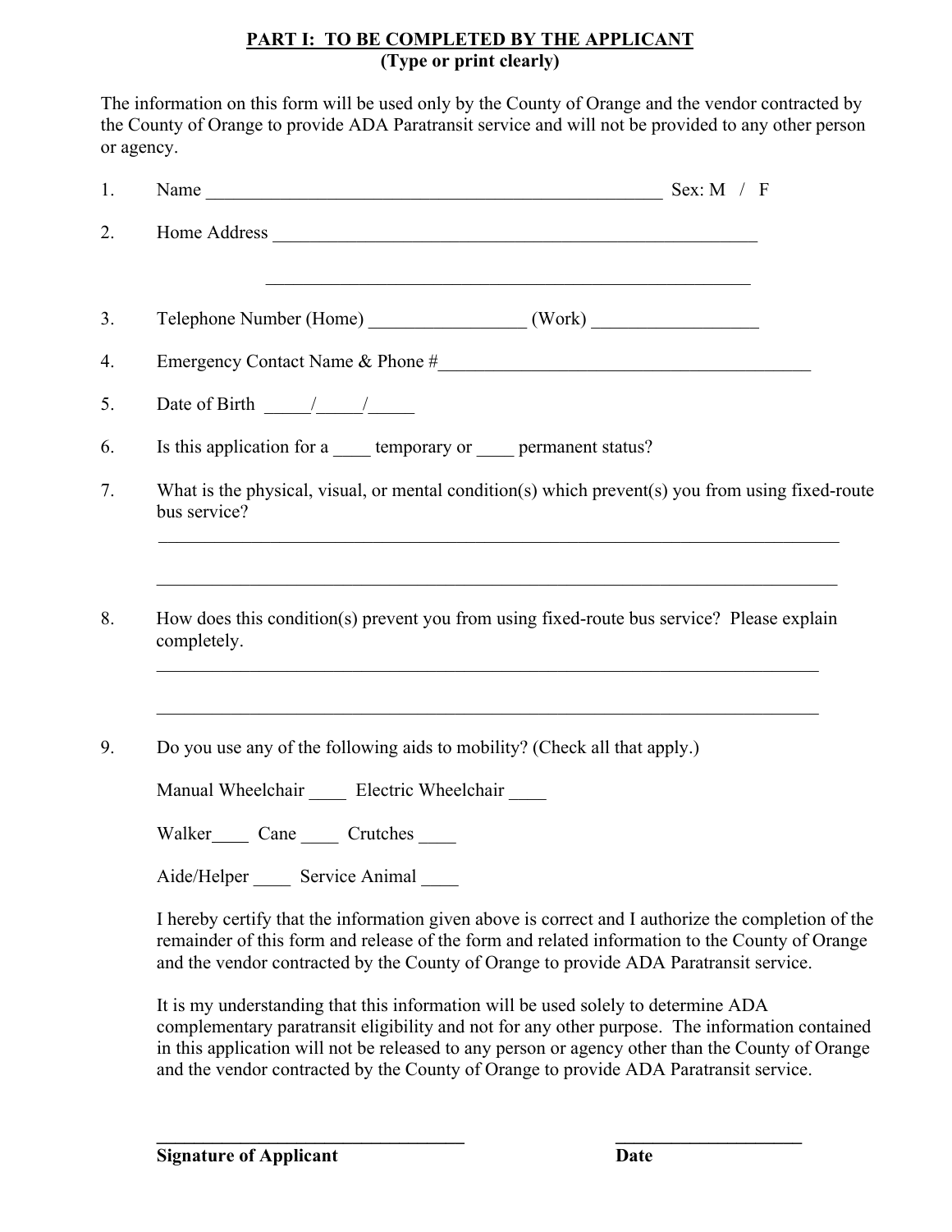## PART I: TO BE COMPLETED BY THE APPLICANT
**(Type or print clearly)**

The information on this form will be used only by the County of Orange and the vendor contracted by the County of Orange to provide ADA Paratransit service and will not be provided to any other person or agency.

1. Name ____________________________________________________ Sex: M / F

2. Home Address _______________________________________________________

   _______________________________________________________

3. Telephone Number (Home) _________________ (Work) __________________

4. Emergency Contact Name & Phone #__________________________________________

5. Date of Birth _____/_____/_____

6. Is this application for a ____ temporary or ____ permanent status?

7. What is the physical, visual, or mental condition(s) which prevent(s) you from using fixed-route bus service?

   _____________________________________________________________________________

   _____________________________________________________________________________

8. How does this condition(s) prevent you from using fixed-route bus service? Please explain completely.

   _____________________________________________________________________________

   _____________________________________________________________________________

9. Do you use any of the following aids to mobility? (Check all that apply.)

   Manual Wheelchair ____ Electric Wheelchair ____

   Walker____ Cane ____ Crutches ____

   Aide/Helper ____ Service Animal ____

   I hereby certify that the information given above is correct and I authorize the completion of the remainder of this form and release of the form and related information to the County of Orange and the vendor contracted by the County of Orange to provide ADA Paratransit service.

   It is my understanding that this information will be used solely to determine ADA complementary paratransit eligibility and not for any other purpose. The information contained in this application will not be released to any person or agency other than the County of Orange and the vendor contracted by the County of Orange to provide ADA Paratransit service.

   **__________________________________** &nbsp;&nbsp;&nbsp;&nbsp; **____________________**

   **Signature of Applicant** &nbsp;&nbsp;&nbsp;&nbsp; **Date**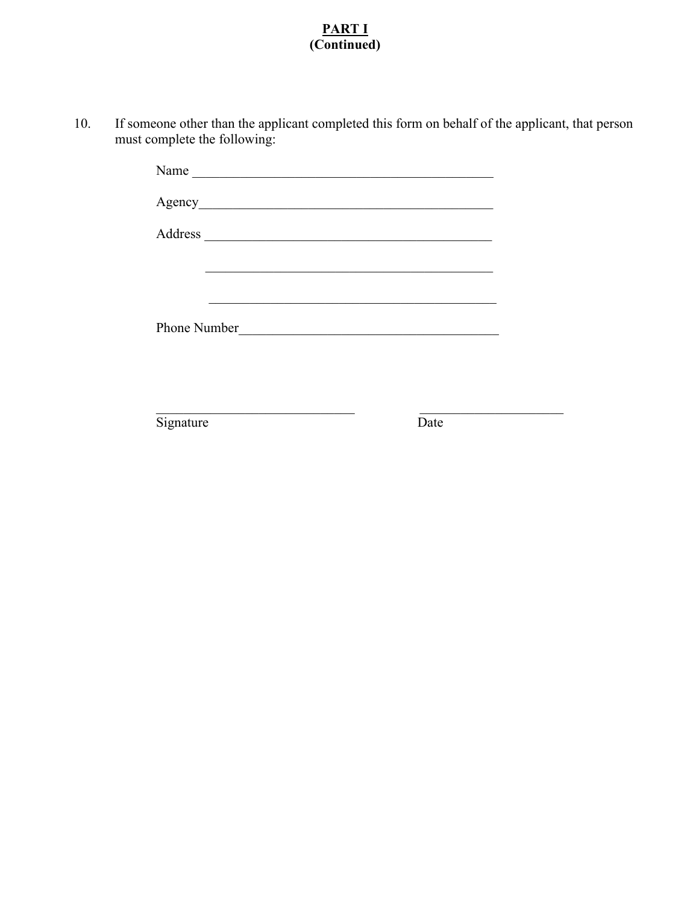**PART I**
**(Continued)**

10. If someone other than the applicant completed this form on behalf of the applicant, that person must complete the following:

Name ______________________________________________

Agency______________________________________________

Address ____________________________________________

_____________________________________________

_____________________________________________

Phone Number_______________________________________

_____________________________ _____________________

Signature Date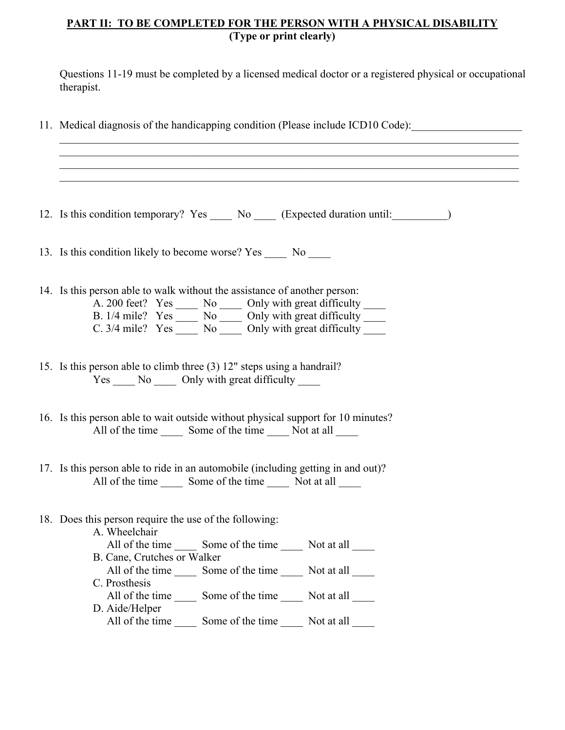**PART II: TO BE COMPLETED FOR THE PERSON WITH A PHYSICAL DISABILITY**
**(Type or print clearly)**

Questions 11-19 must be completed by a licensed medical doctor or a registered physical or occupational therapist.

11. Medical diagnosis of the handicapping condition (Please include ICD10 Code):____________________
_____________________________________________________________________________________
_____________________________________________________________________________________
_____________________________________________________________________________________
_____________________________________________________________________________________

12. Is this condition temporary? Yes ____ No ____ (Expected duration until:__________)

13. Is this condition likely to become worse? Yes ____ No ____

14. Is this person able to walk without the assistance of another person:
    A. 200 feet? Yes ____ No ____ Only with great difficulty ____
    B. 1/4 mile? Yes ____ No ____ Only with great difficulty ____
    C. 3/4 mile? Yes ____ No ____ Only with great difficulty ____

15. Is this person able to climb three (3) 12" steps using a handrail?
    Yes ____ No ____ Only with great difficulty ____

16. Is this person able to wait outside without physical support for 10 minutes?
    All of the time ____ Some of the time ____ Not at all ____

17. Is this person able to ride in an automobile (including getting in and out)?
    All of the time ____ Some of the time ____ Not at all ____

18. Does this person require the use of the following:
    A. Wheelchair
       All of the time ____ Some of the time ____ Not at all ____
    B. Cane, Crutches or Walker
       All of the time ____ Some of the time ____ Not at all ____
    C. Prosthesis
       All of the time ____ Some of the time ____ Not at all ____
    D. Aide/Helper
       All of the time ____ Some of the time ____ Not at all ____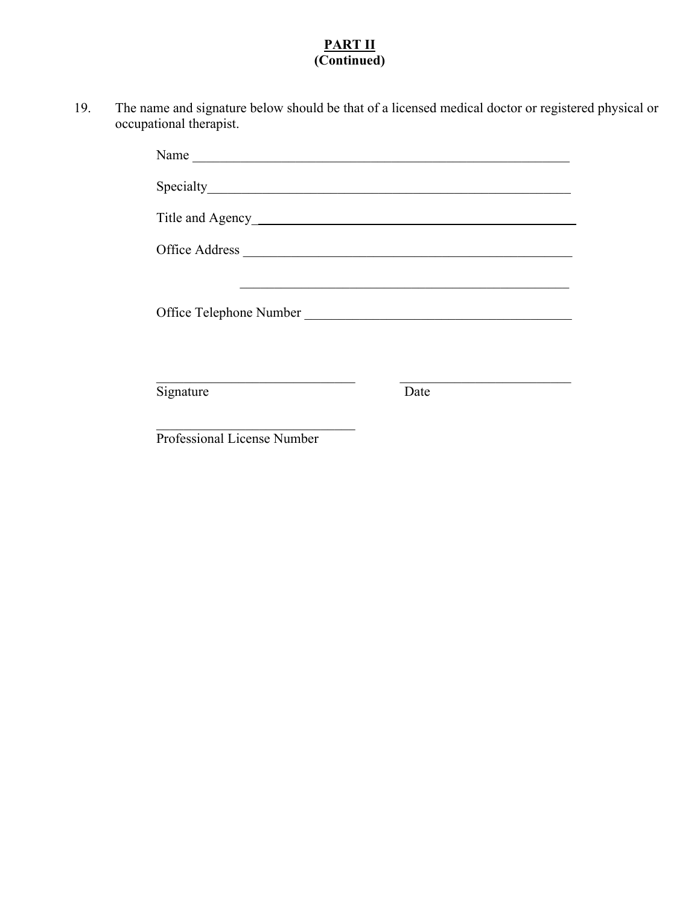**PART II**
**(Continued)**

19. The name and signature below should be that of a licensed medical doctor or registered physical or occupational therapist.

Name ____________________________________________________________

Specialty_________________________________________________________

Title and Agency _________________________________________________

Office Address ___________________________________________________

_______________________________________________________________

Office Telephone Number __________________________________________

______________________________ &nbsp;&nbsp;&nbsp;&nbsp; __________________________
Signature &nbsp;&nbsp;&nbsp;&nbsp;&nbsp;&nbsp;&nbsp;&nbsp;&nbsp;&nbsp;&nbsp;&nbsp;&nbsp;&nbsp;&nbsp;&nbsp;&nbsp;&nbsp;&nbsp;&nbsp;&nbsp;&nbsp;&nbsp;&nbsp;&nbsp;&nbsp;&nbsp;&nbsp;&nbsp;&nbsp; Date

______________________________
Professional License Number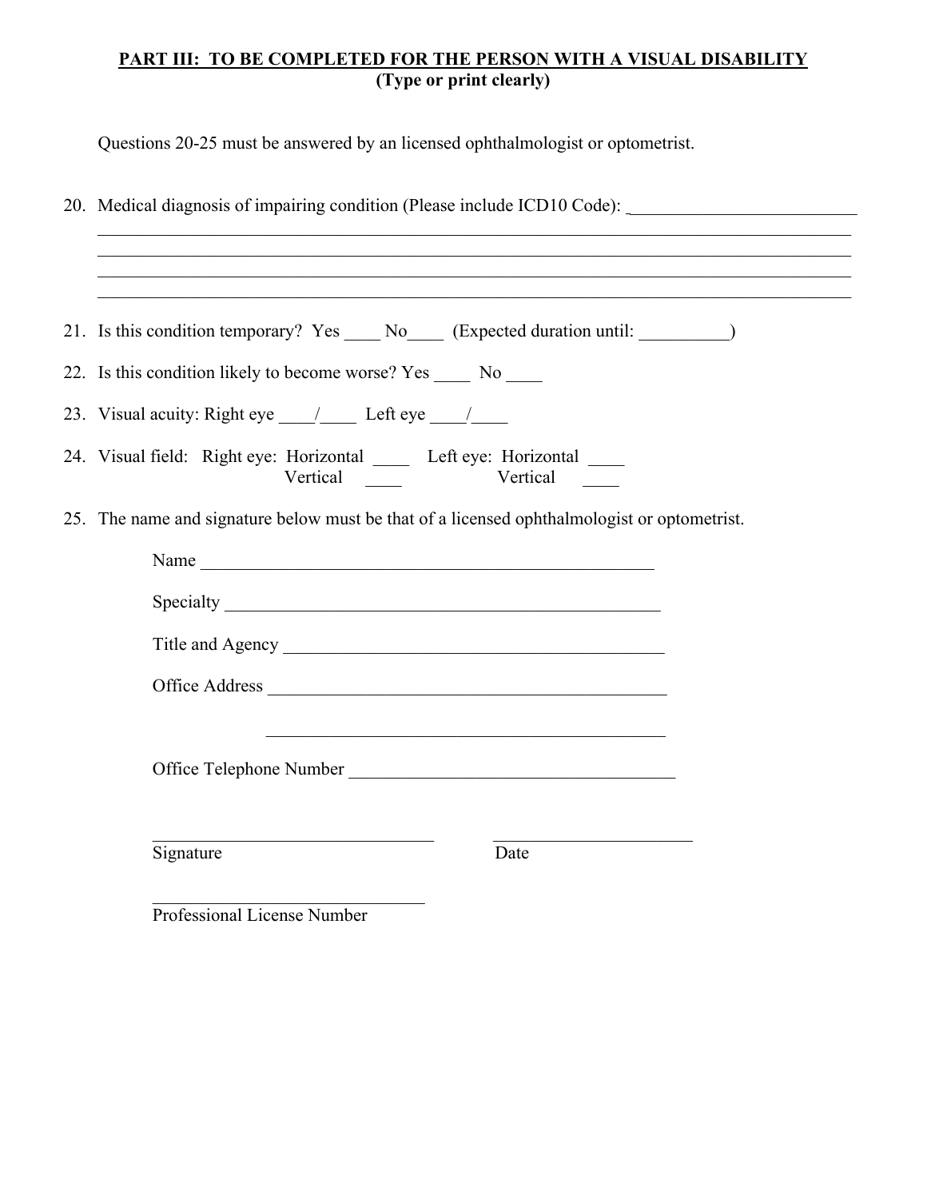**PART III: TO BE COMPLETED FOR THE PERSON WITH A VISUAL DISABILITY**
**(Type or print clearly)**

Questions 20-25 must be answered by an licensed ophthalmologist or optometrist.

20. Medical diagnosis of impairing condition (Please include ICD10 Code): _________________________
_____________________________________________________________________________________
_____________________________________________________________________________________
_____________________________________________________________________________________
_____________________________________________________________________________________

21. Is this condition temporary? Yes ____ No____ (Expected duration until: __________)

22. Is this condition likely to become worse? Yes ____ No ____

23. Visual acuity: Right eye ____/____ Left eye ____/____

24. Visual field: Right eye: Horizontal ____ Left eye: Horizontal ____
Vertical ____ Vertical ____

25. The name and signature below must be that of a licensed ophthalmologist or optometrist.

Name ____________________________________________________

Specialty __________________________________________________

Title and Agency ____________________________________________

Office Address ______________________________________________

______________________________________________

Office Telephone Number _____________________________________

________________________________ ______________________
Signature Date

_______________________________
Professional License Number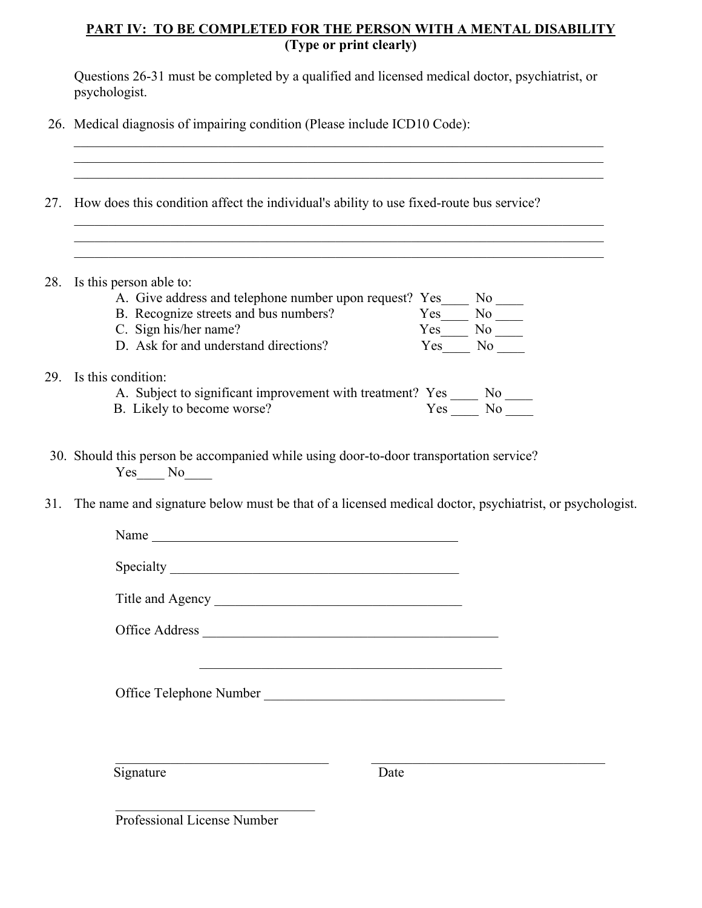## PART IV: TO BE COMPLETED FOR THE PERSON WITH A MENTAL DISABILITY
**(Type or print clearly)**

Questions 26-31 must be completed by a qualified and licensed medical doctor, psychiatrist, or psychologist.

26. Medical diagnosis of impairing condition (Please include ICD10 Code):

    ______________________________________________________________________________
    ______________________________________________________________________________
    ______________________________________________________________________________

27. How does this condition affect the individual's ability to use fixed-route bus service?

    ______________________________________________________________________________
    ______________________________________________________________________________
    ______________________________________________________________________________

28. Is this person able to:
    - A. Give address and telephone number upon request? Yes____ No ____
    - B. Recognize streets and bus numbers? Yes____ No ____
    - C. Sign his/her name? Yes____ No ____
    - D. Ask for and understand directions? Yes____ No ____

29. Is this condition:
    - A. Subject to significant improvement with treatment? Yes ____ No ____
    - B. Likely to become worse? Yes ____ No ____

30. Should this person be accompanied while using door-to-door transportation service?
    Yes____ No____

31. The name and signature below must be that of a licensed medical doctor, psychiatrist, or psychologist.

    Name ____________________________________________

    Specialty ____________________________________________

    Title and Agency ____________________________________

    Office Address ____________________________________________

    ____________________________________________

    Office Telephone Number ____________________________________

    ________________________________ ________________________________
    Signature Date

    ________________________________
    Professional License Number